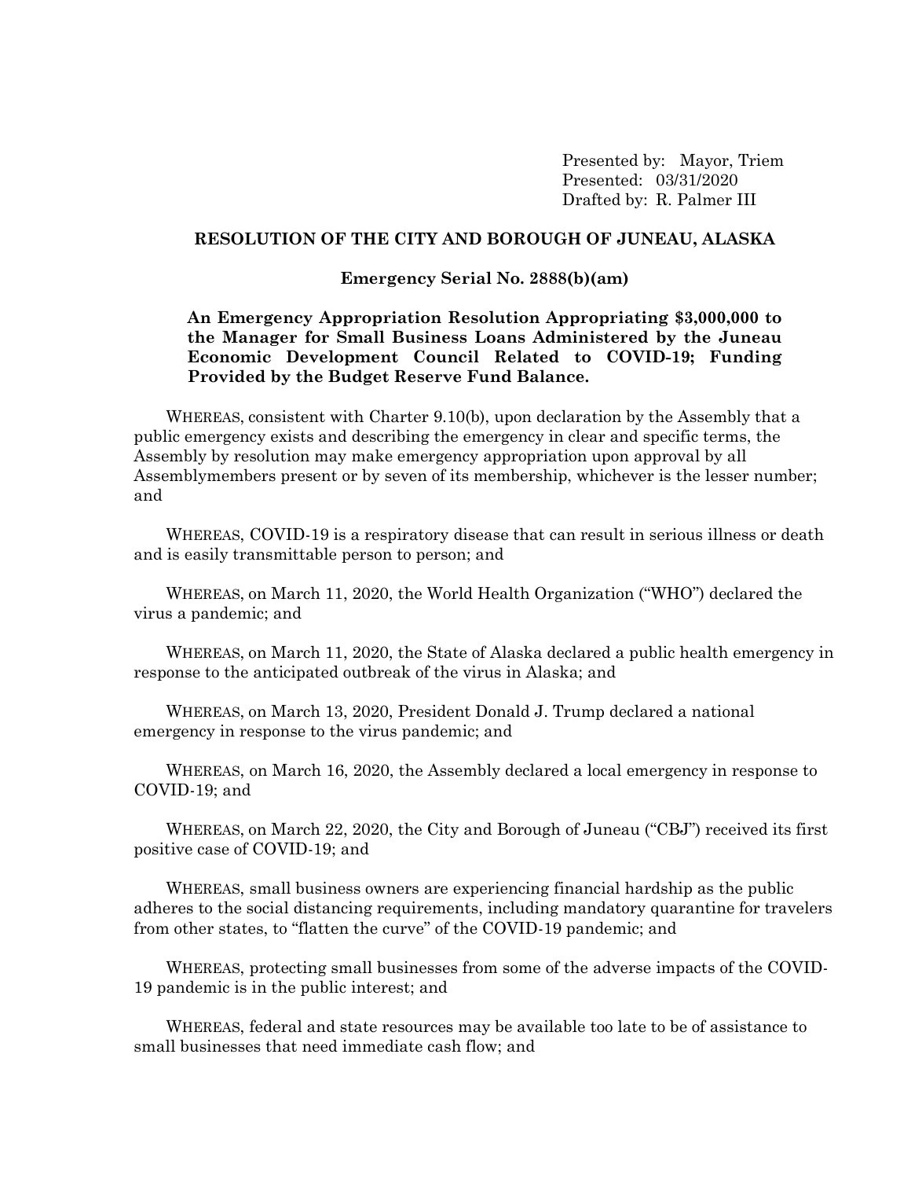Presented by: Mayor, Triem
Presented: 03/31/2020
Drafted by: R. Palmer III

**RESOLUTION OF THE CITY AND BOROUGH OF JUNEAU, ALASKA**

**Emergency Serial No. 2888(b)(am)**

**An Emergency Appropriation Resolution Appropriating $3,000,000 to the Manager for Small Business Loans Administered by the Juneau Economic Development Council Related to COVID-19; Funding Provided by the Budget Reserve Fund Balance.**

WHEREAS, consistent with Charter 9.10(b), upon declaration by the Assembly that a public emergency exists and describing the emergency in clear and specific terms, the Assembly by resolution may make emergency appropriation upon approval by all Assemblymembers present or by seven of its membership, whichever is the lesser number; and

WHEREAS, COVID-19 is a respiratory disease that can result in serious illness or death and is easily transmittable person to person; and

WHEREAS, on March 11, 2020, the World Health Organization ("WHO") declared the virus a pandemic; and

WHEREAS, on March 11, 2020, the State of Alaska declared a public health emergency in response to the anticipated outbreak of the virus in Alaska; and

WHEREAS, on March 13, 2020, President Donald J. Trump declared a national emergency in response to the virus pandemic; and

WHEREAS, on March 16, 2020, the Assembly declared a local emergency in response to COVID-19; and

WHEREAS, on March 22, 2020, the City and Borough of Juneau ("CBJ") received its first positive case of COVID-19; and

WHEREAS, small business owners are experiencing financial hardship as the public adheres to the social distancing requirements, including mandatory quarantine for travelers from other states, to "flatten the curve" of the COVID-19 pandemic; and

WHEREAS, protecting small businesses from some of the adverse impacts of the COVID-19 pandemic is in the public interest; and

WHEREAS, federal and state resources may be available too late to be of assistance to small businesses that need immediate cash flow; and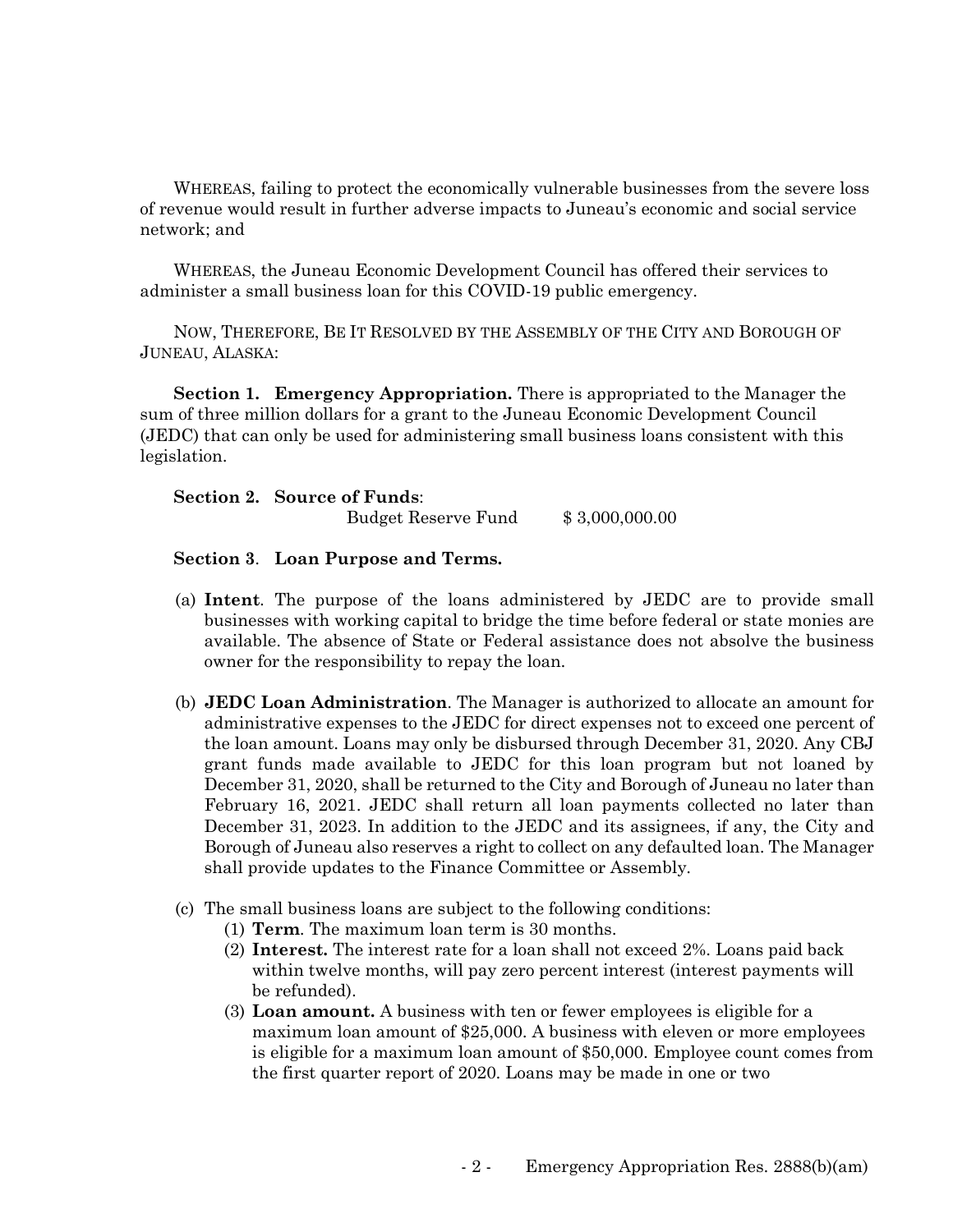WHEREAS, failing to protect the economically vulnerable businesses from the severe loss of revenue would result in further adverse impacts to Juneau's economic and social service network; and

WHEREAS, the Juneau Economic Development Council has offered their services to administer a small business loan for this COVID-19 public emergency.

NOW, THEREFORE, BE IT RESOLVED BY THE ASSEMBLY OF THE CITY AND BOROUGH OF JUNEAU, ALASKA:

**Section 1. Emergency Appropriation.** There is appropriated to the Manager the sum of three million dollars for a grant to the Juneau Economic Development Council (JEDC) that can only be used for administering small business loans consistent with this legislation.

**Section 2. Source of Funds**:

| | |
|---|---|
| Budget Reserve Fund | $ 3,000,000.00 |

**Section 3**. **Loan Purpose and Terms.**

(a) **Intent**. The purpose of the loans administered by JEDC are to provide small businesses with working capital to bridge the time before federal or state monies are available. The absence of State or Federal assistance does not absolve the business owner for the responsibility to repay the loan.

(b) **JEDC Loan Administration**. The Manager is authorized to allocate an amount for administrative expenses to the JEDC for direct expenses not to exceed one percent of the loan amount. Loans may only be disbursed through December 31, 2020. Any CBJ grant funds made available to JEDC for this loan program but not loaned by December 31, 2020, shall be returned to the City and Borough of Juneau no later than February 16, 2021. JEDC shall return all loan payments collected no later than December 31, 2023. In addition to the JEDC and its assignees, if any, the City and Borough of Juneau also reserves a right to collect on any defaulted loan. The Manager shall provide updates to the Finance Committee or Assembly.

(c) The small business loans are subject to the following conditions:

   (1) **Term**. The maximum loan term is 30 months.

   (2) **Interest.** The interest rate for a loan shall not exceed 2%. Loans paid back within twelve months, will pay zero percent interest (interest payments will be refunded).

   (3) **Loan amount.** A business with ten or fewer employees is eligible for a maximum loan amount of $25,000. A business with eleven or more employees is eligible for a maximum loan amount of $50,000. Employee count comes from the first quarter report of 2020. Loans may be made in one or two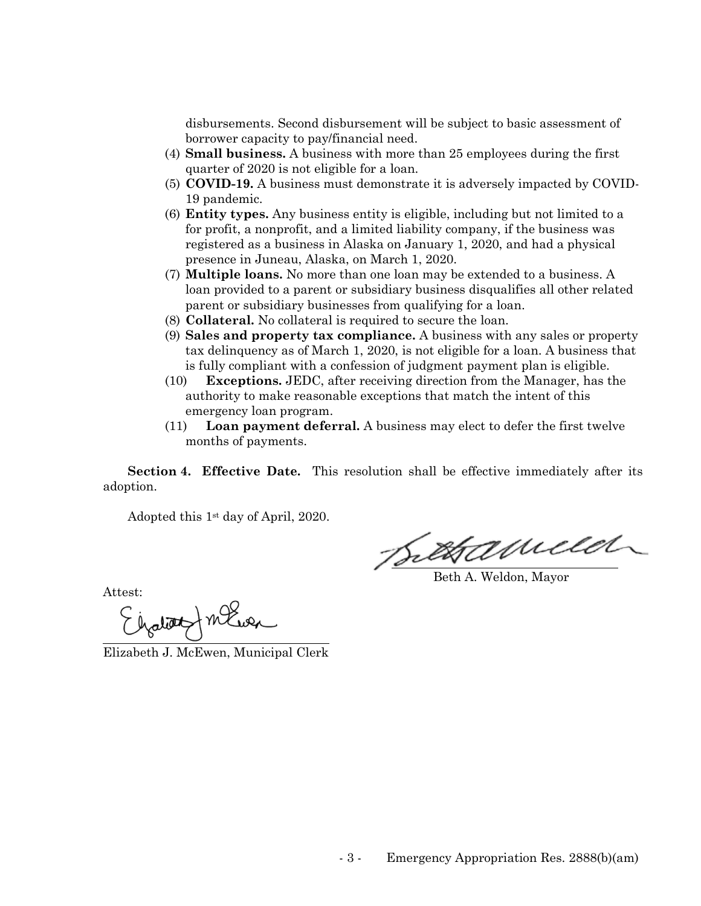disbursements. Second disbursement will be subject to basic assessment of borrower capacity to pay/financial need.

(4) **Small business.** A business with more than 25 employees during the first quarter of 2020 is not eligible for a loan.

(5) **COVID-19.** A business must demonstrate it is adversely impacted by COVID-19 pandemic.

(6) **Entity types.** Any business entity is eligible, including but not limited to a for profit, a nonprofit, and a limited liability company, if the business was registered as a business in Alaska on January 1, 2020, and had a physical presence in Juneau, Alaska, on March 1, 2020.

(7) **Multiple loans.** No more than one loan may be extended to a business. A loan provided to a parent or subsidiary business disqualifies all other related parent or subsidiary businesses from qualifying for a loan.

(8) **Collateral.** No collateral is required to secure the loan.

(9) **Sales and property tax compliance.** A business with any sales or property tax delinquency as of March 1, 2020, is not eligible for a loan. A business that is fully compliant with a confession of judgment payment plan is eligible.

(10) **Exceptions.** JEDC, after receiving direction from the Manager, has the authority to make reasonable exceptions that match the intent of this emergency loan program.

(11) **Loan payment deferral.** A business may elect to defer the first twelve months of payments.

**Section 4. Effective Date.** This resolution shall be effective immediately after its adoption.

Adopted this 1st day of April, 2020.

Beth A. Weldon, Mayor

Attest:

Elizabeth J. McEwen, Municipal Clerk